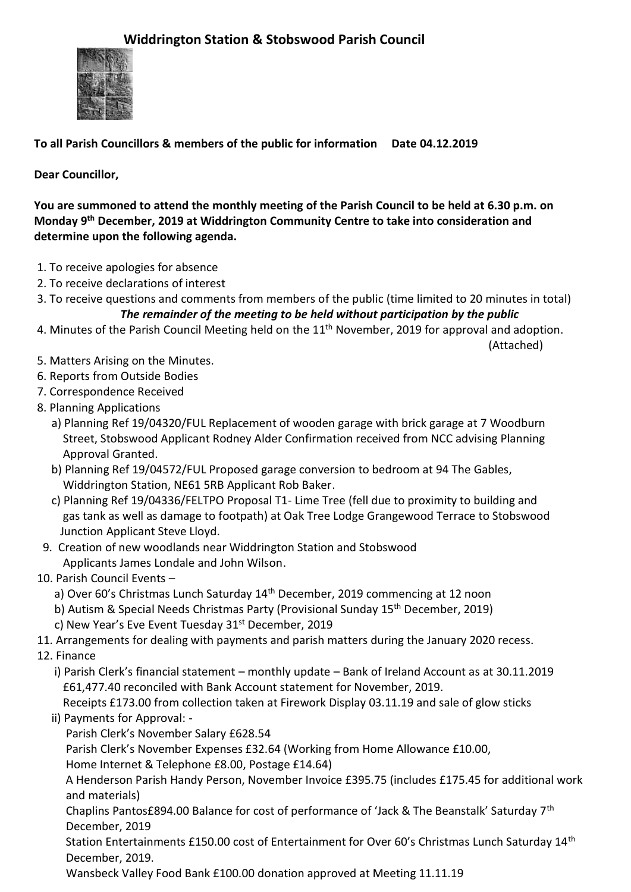# Widdrington Station & Stobswood Parish Council

**To all Parish Councillors & members of the public for information Date 04.12.2019**

**Dear Councillor,**

**You are summoned to attend the monthly meeting of the Parish Council to be held at 6.30 p.m. on Monday 9th December, 2019 at Widdrington Community Centre to take into consideration and determine upon the following agenda.**

1. To receive apologies for absence
2. To receive declarations of interest
3. To receive questions and comments from members of the public (time limited to 20 minutes in total)

   ***The remainder of the meeting to be held without participation by the public***
4. Minutes of the Parish Council Meeting held on the 11th November, 2019 for approval and adoption. (Attached)
5. Matters Arising on the Minutes.
6. Reports from Outside Bodies
7. Correspondence Received
8. Planning Applications
   - a) Planning Ref 19/04320/FUL Replacement of wooden garage with brick garage at 7 Woodburn Street, Stobswood Applicant Rodney Alder Confirmation received from NCC advising Planning Approval Granted.
   - b) Planning Ref 19/04572/FUL Proposed garage conversion to bedroom at 94 The Gables, Widdrington Station, NE61 5RB Applicant Rob Baker.
   - c) Planning Ref 19/04336/FELTPO Proposal T1- Lime Tree (fell due to proximity to building and gas tank as well as damage to footpath) at Oak Tree Lodge Grangewood Terrace to Stobswood Junction Applicant Steve Lloyd.
9. Creation of new woodlands near Widdrington Station and Stobswood Applicants James Londale and John Wilson.
10. Parish Council Events –
    - a) Over 60's Christmas Lunch Saturday 14th December, 2019 commencing at 12 noon
    - b) Autism & Special Needs Christmas Party (Provisional Sunday 15th December, 2019)
    - c) New Year's Eve Event Tuesday 31st December, 2019
11. Arrangements for dealing with payments and parish matters during the January 2020 recess.
12. Finance
    - i) Parish Clerk's financial statement – monthly update – Bank of Ireland Account as at 30.11.2019 £61,477.40 reconciled with Bank Account statement for November, 2019.
      Receipts £173.00 from collection taken at Firework Display 03.11.19 and sale of glow sticks
    - ii) Payments for Approval: -
      Parish Clerk's November Salary £628.54
      Parish Clerk's November Expenses £32.64 (Working from Home Allowance £10.00, Home Internet & Telephone £8.00, Postage £14.64)
      A Henderson Parish Handy Person, November Invoice £395.75 (includes £175.45 for additional work and materials)
      Chaplins Pantos£894.00 Balance for cost of performance of 'Jack & The Beanstalk' Saturday 7th December, 2019
      Station Entertainments £150.00 cost of Entertainment for Over 60's Christmas Lunch Saturday 14th December, 2019.
      Wansbeck Valley Food Bank £100.00 donation approved at Meeting 11.11.19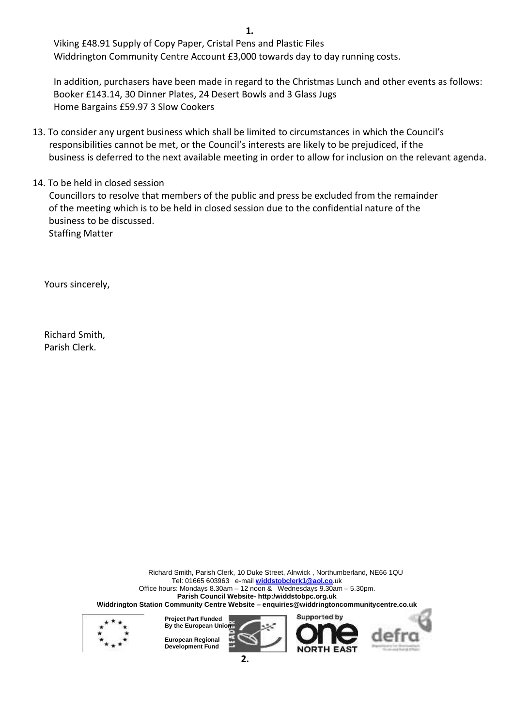Viking £48.91 Supply of Copy Paper, Cristal Pens and Plastic Files
Widdrington Community Centre Account £3,000 towards day to day running costs.

In addition, purchasers have been made in regard to the Christmas Lunch and other events as follows:
Booker £143.14, 30 Dinner Plates, 24 Desert Bowls and 3 Glass Jugs
Home Bargains £59.97 3 Slow Cookers

13. To consider any urgent business which shall be limited to circumstances in which the Council's responsibilities cannot be met, or the Council's interests are likely to be prejudiced, if the business is deferred to the next available meeting in order to allow for inclusion on the relevant agenda.

14. To be held in closed session
    Councillors to resolve that members of the public and press be excluded from the remainder of the meeting which is to be held in closed session due to the confidential nature of the business to be discussed.
    Staffing Matter

Yours sincerely,

Richard Smith,
Parish Clerk.

Richard Smith, Parish Clerk, 10 Duke Street, Alnwick , Northumberland, NE66 1QU
Tel: 01665 603963 e-mail widdstobclerk1@aol.co.uk
Office hours: Mondays 8.30am – 12 noon & Wednesdays 9.30am – 5.30pm.
**Parish Council Website- http:/widdstobpc.org.uk**
**Widdrington Station Community Centre Website – enquiries@widdringtoncommunitycentre.co.uk**

**Project Part Funded By the European Union**

**European Regional Development Fund**

Supported by one NORTH EAST

defra